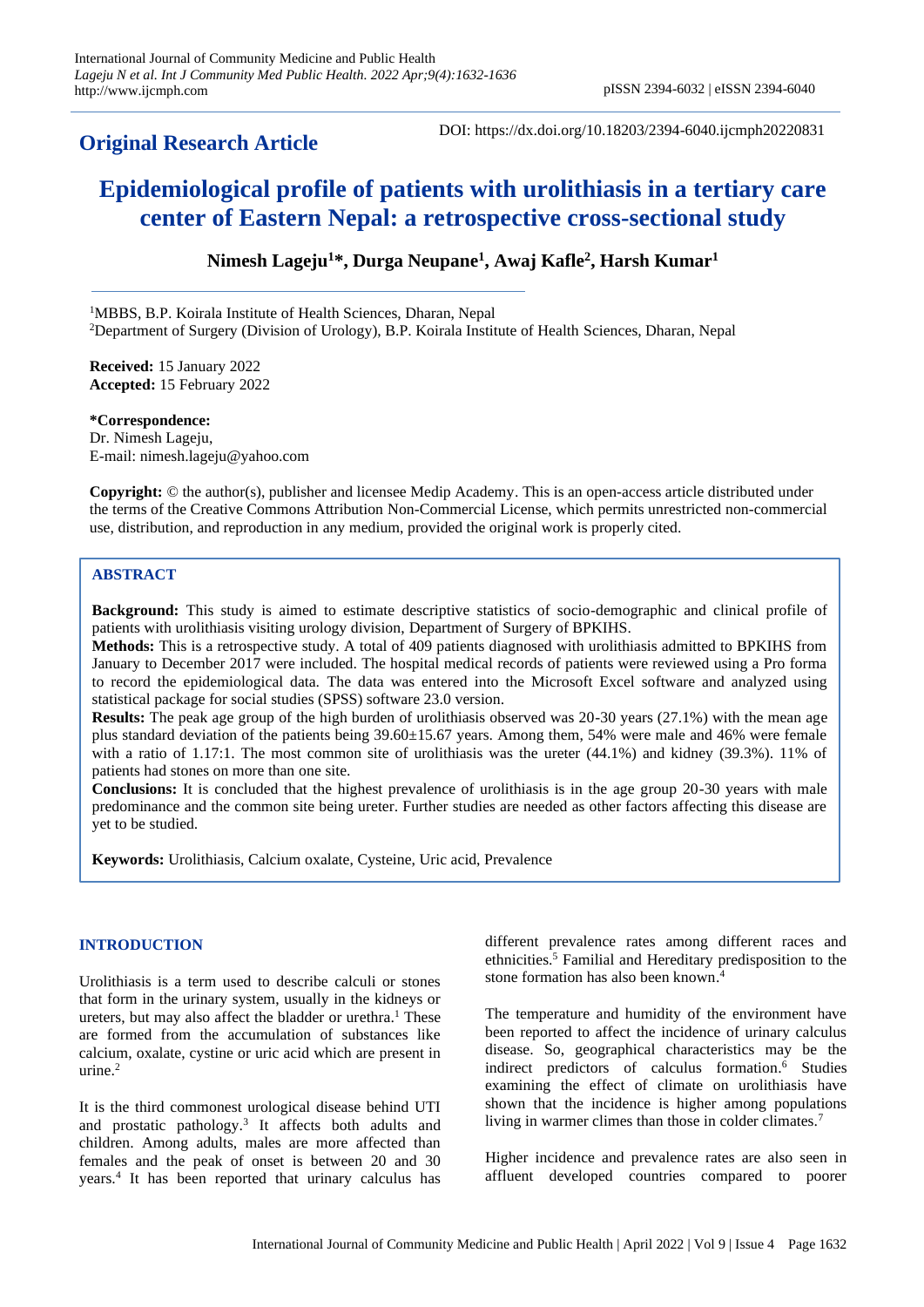**Original Research Article**

DOI: https://dx.doi.org/10.18203/2394-6040.ijcmph20220831

# Epidemiological profile of patients with urolithiasis in a tertiary care center of Eastern Nepal: a retrospective cross-sectional study

**Nimesh Lageju[1]*, Durga Neupane[1], Awaj Kafle[2], Harsh Kumar[1]**

[1]MBBS, B.P. Koirala Institute of Health Sciences, Dharan, Nepal
[2]Department of Surgery (Division of Urology), B.P. Koirala Institute of Health Sciences, Dharan, Nepal

**Received:** 15 January 2022
**Accepted:** 15 February 2022

***Correspondence:**
Dr. Nimesh Lageju,
E-mail: nimesh.lageju@yahoo.com

**Copyright:** © the author(s), publisher and licensee Medip Academy. This is an open-access article distributed under the terms of the Creative Commons Attribution Non-Commercial License, which permits unrestricted non-commercial use, distribution, and reproduction in any medium, provided the original work is properly cited.

## ABSTRACT

**Background:** This study is aimed to estimate descriptive statistics of socio-demographic and clinical profile of patients with urolithiasis visiting urology division, Department of Surgery of BPKIHS.

**Methods:** This is a retrospective study. A total of 409 patients diagnosed with urolithiasis admitted to BPKIHS from January to December 2017 were included. The hospital medical records of patients were reviewed using a Pro forma to record the epidemiological data. The data was entered into the Microsoft Excel software and analyzed using statistical package for social studies (SPSS) software 23.0 version.

**Results:** The peak age group of the high burden of urolithiasis observed was 20-30 years (27.1%) with the mean age plus standard deviation of the patients being 39.60±15.67 years. Among them, 54% were male and 46% were female with a ratio of 1.17:1. The most common site of urolithiasis was the ureter (44.1%) and kidney (39.3%). 11% of patients had stones on more than one site.

**Conclusions:** It is concluded that the highest prevalence of urolithiasis is in the age group 20-30 years with male predominance and the common site being ureter. Further studies are needed as other factors affecting this disease are yet to be studied.

**Keywords:** Urolithiasis, Calcium oxalate, Cysteine, Uric acid, Prevalence

## INTRODUCTION

Urolithiasis is a term used to describe calculi or stones that form in the urinary system, usually in the kidneys or ureters, but may also affect the bladder or urethra.[1] These are formed from the accumulation of substances like calcium, oxalate, cystine or uric acid which are present in urine.[2]

It is the third commonest urological disease behind UTI and prostatic pathology.[3] It affects both adults and children. Among adults, males are more affected than females and the peak of onset is between 20 and 30 years.[4] It has been reported that urinary calculus has different prevalence rates among different races and ethnicities.[5] Familial and Hereditary predisposition to the stone formation has also been known.[4]

The temperature and humidity of the environment have been reported to affect the incidence of urinary calculus disease. So, geographical characteristics may be the indirect predictors of calculus formation.[6] Studies examining the effect of climate on urolithiasis have shown that the incidence is higher among populations living in warmer climes than those in colder climates.[7]

Higher incidence and prevalence rates are also seen in affluent developed countries compared to poorer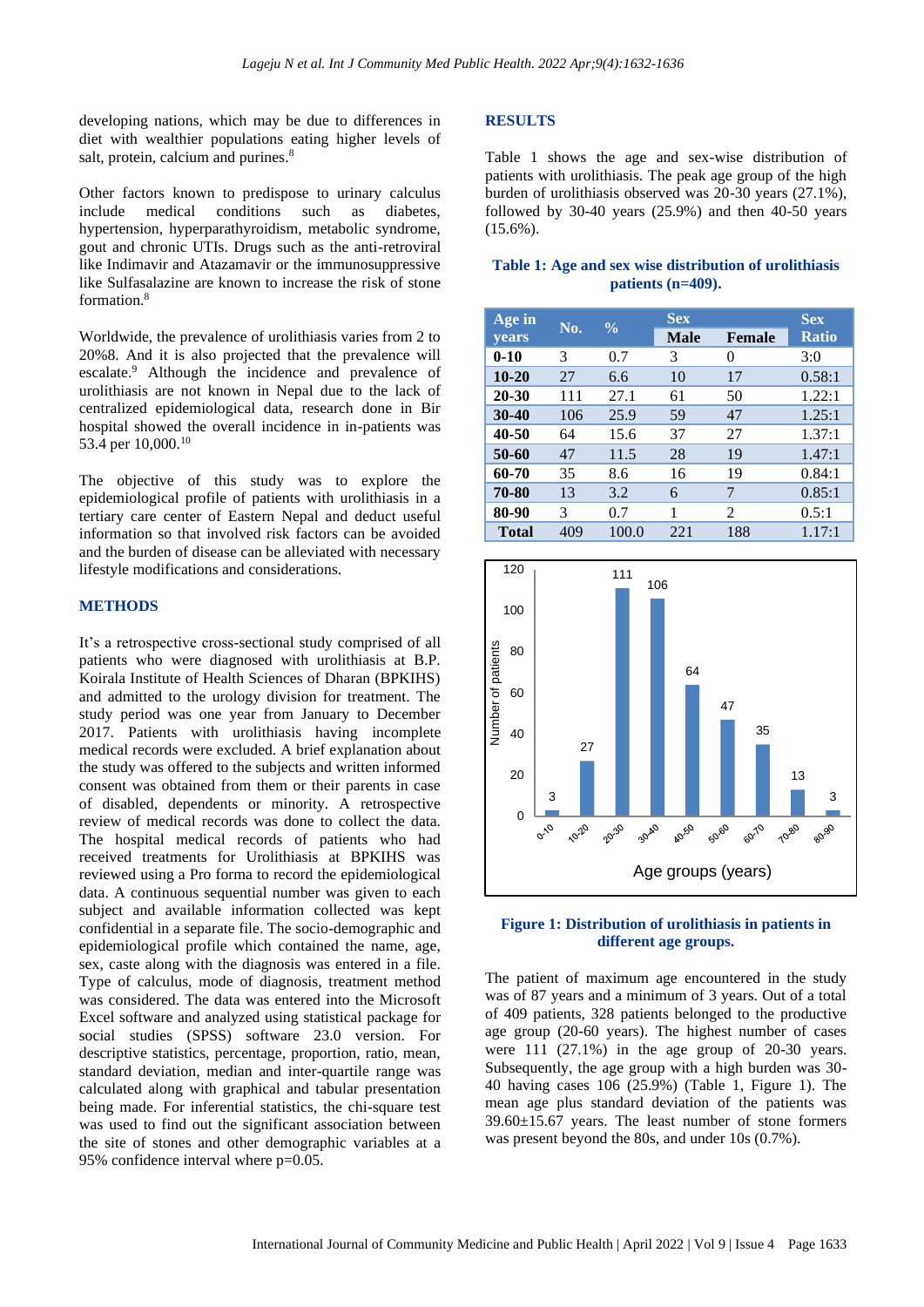developing nations, which may be due to differences in diet with wealthier populations eating higher levels of salt, protein, calcium and purines.[8]

Other factors known to predispose to urinary calculus include medical conditions such as diabetes, hypertension, hyperparathyroidism, metabolic syndrome, gout and chronic UTIs. Drugs such as the anti-retroviral like Indimavir and Atazamavir or the immunosuppressive like Sulfasalazine are known to increase the risk of stone formation.[8]

Worldwide, the prevalence of urolithiasis varies from 2 to 20%8. And it is also projected that the prevalence will escalate.[9] Although the incidence and prevalence of urolithiasis are not known in Nepal due to the lack of centralized epidemiological data, research done in Bir hospital showed the overall incidence in in-patients was 53.4 per 10,000.[10]

The objective of this study was to explore the epidemiological profile of patients with urolithiasis in a tertiary care center of Eastern Nepal and deduct useful information so that involved risk factors can be avoided and the burden of disease can be alleviated with necessary lifestyle modifications and considerations.

## METHODS

It's a retrospective cross-sectional study comprised of all patients who were diagnosed with urolithiasis at B.P. Koirala Institute of Health Sciences of Dharan (BPKIHS) and admitted to the urology division for treatment. The study period was one year from January to December 2017. Patients with urolithiasis having incomplete medical records were excluded. A brief explanation about the study was offered to the subjects and written informed consent was obtained from them or their parents in case of disabled, dependents or minority. A retrospective review of medical records was done to collect the data. The hospital medical records of patients who had received treatments for Urolithiasis at BPKIHS was reviewed using a Pro forma to record the epidemiological data. A continuous sequential number was given to each subject and available information collected was kept confidential in a separate file. The socio-demographic and epidemiological profile which contained the name, age, sex, caste along with the diagnosis was entered in a file. Type of calculus, mode of diagnosis, treatment method was considered. The data was entered into the Microsoft Excel software and analyzed using statistical package for social studies (SPSS) software 23.0 version. For descriptive statistics, percentage, proportion, ratio, mean, standard deviation, median and inter-quartile range was calculated along with graphical and tabular presentation being made. For inferential statistics, the chi-square test was used to find out the significant association between the site of stones and other demographic variables at a 95% confidence interval where p=0.05.

## RESULTS

Table 1 shows the age and sex-wise distribution of patients with urolithiasis. The peak age group of the high burden of urolithiasis observed was 20-30 years (27.1%), followed by 30-40 years (25.9%) and then 40-50 years (15.6%).

**Table 1: Age and sex wise distribution of urolithiasis patients (n=409).**

| Age in years | No. | % | Sex | | Sex Ratio |
|---|---|---|---|---|---|
| | | | Male | Female | |
| 0-10 | 3 | 0.7 | 3 | 0 | 3:0 |
| 10-20 | 27 | 6.6 | 10 | 17 | 0.58:1 |
| 20-30 | 111 | 27.1 | 61 | 50 | 1.22:1 |
| 30-40 | 106 | 25.9 | 59 | 47 | 1.25:1 |
| 40-50 | 64 | 15.6 | 37 | 27 | 1.37:1 |
| 50-60 | 47 | 11.5 | 28 | 19 | 1.47:1 |
| 60-70 | 35 | 8.6 | 16 | 19 | 0.84:1 |
| 70-80 | 13 | 3.2 | 6 | 7 | 0.85:1 |
| 80-90 | 3 | 0.7 | 1 | 2 | 0.5:1 |
| Total | 409 | 100.0 | 221 | 188 | 1.17:1 |

**Figure 1: Distribution of urolithiasis in patients in different age groups.**

The patient of maximum age encountered in the study was of 87 years and a minimum of 3 years. Out of a total of 409 patients, 328 patients belonged to the productive age group (20-60 years). The highest number of cases were 111 (27.1%) in the age group of 20-30 years. Subsequently, the age group with a high burden was 30-40 having cases 106 (25.9%) (Table 1, Figure 1). The mean age plus standard deviation of the patients was 39.60±15.67 years. The least number of stone formers was present beyond the 80s, and under 10s (0.7%).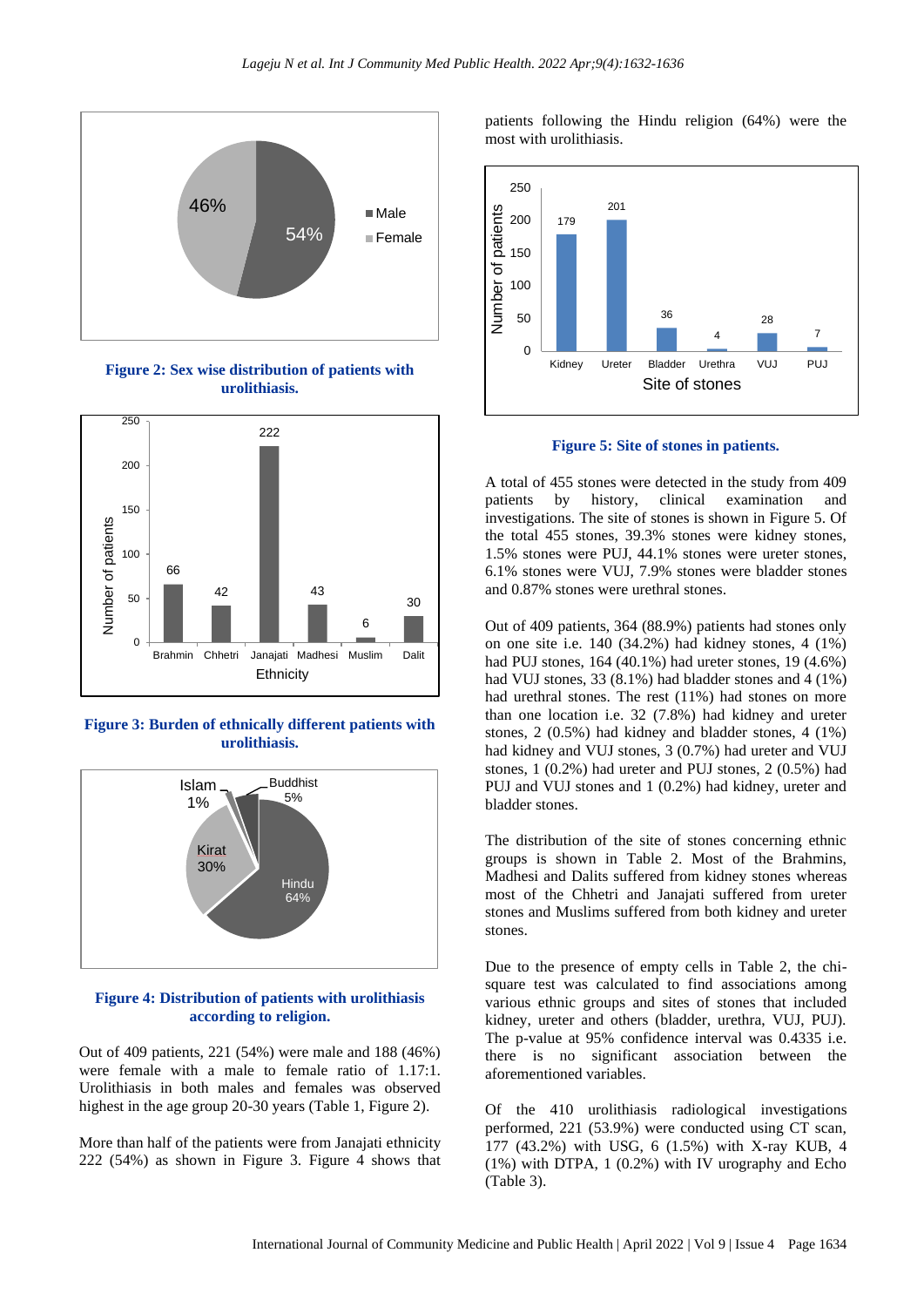Figure 2: Sex wise distribution of patients with urolithiasis.

Figure 3: Burden of ethnically different patients with urolithiasis.

Figure 4: Distribution of patients with urolithiasis according to religion.

Out of 409 patients, 221 (54%) were male and 188 (46%) were female with a male to female ratio of 1.17:1. Urolithiasis in both males and females was observed highest in the age group 20-30 years (Table 1, Figure 2).

More than half of the patients were from Janajati ethnicity 222 (54%) as shown in Figure 3. Figure 4 shows that patients following the Hindu religion (64%) were the most with urolithiasis.

Figure 5: Site of stones in patients.

A total of 455 stones were detected in the study from 409 patients by history, clinical examination and investigations. The site of stones is shown in Figure 5. Of the total 455 stones, 39.3% stones were kidney stones, 1.5% stones were PUJ, 44.1% stones were ureter stones, 6.1% stones were VUJ, 7.9% stones were bladder stones and 0.87% stones were urethral stones.

Out of 409 patients, 364 (88.9%) patients had stones only on one site i.e. 140 (34.2%) had kidney stones, 4 (1%) had PUJ stones, 164 (40.1%) had ureter stones, 19 (4.6%) had VUJ stones, 33 (8.1%) had bladder stones and 4 (1%) had urethral stones. The rest (11%) had stones on more than one location i.e. 32 (7.8%) had kidney and ureter stones, 2 (0.5%) had kidney and bladder stones, 4 (1%) had kidney and VUJ stones, 3 (0.7%) had ureter and VUJ stones, 1 (0.2%) had ureter and PUJ stones, 2 (0.5%) had PUJ and VUJ stones and 1 (0.2%) had kidney, ureter and bladder stones.

The distribution of the site of stones concerning ethnic groups is shown in Table 2. Most of the Brahmins, Madhesi and Dalits suffered from kidney stones whereas most of the Chhetri and Janajati suffered from ureter stones and Muslims suffered from both kidney and ureter stones.

Due to the presence of empty cells in Table 2, the chi-square test was calculated to find associations among various ethnic groups and sites of stones that included kidney, ureter and others (bladder, urethra, VUJ, PUJ). The p-value at 95% confidence interval was 0.4335 i.e. there is no significant association between the aforementioned variables.

Of the 410 urolithiasis radiological investigations performed, 221 (53.9%) were conducted using CT scan, 177 (43.2%) with USG, 6 (1.5%) with X-ray KUB, 4 (1%) with DTPA, 1 (0.2%) with IV urography and Echo (Table 3).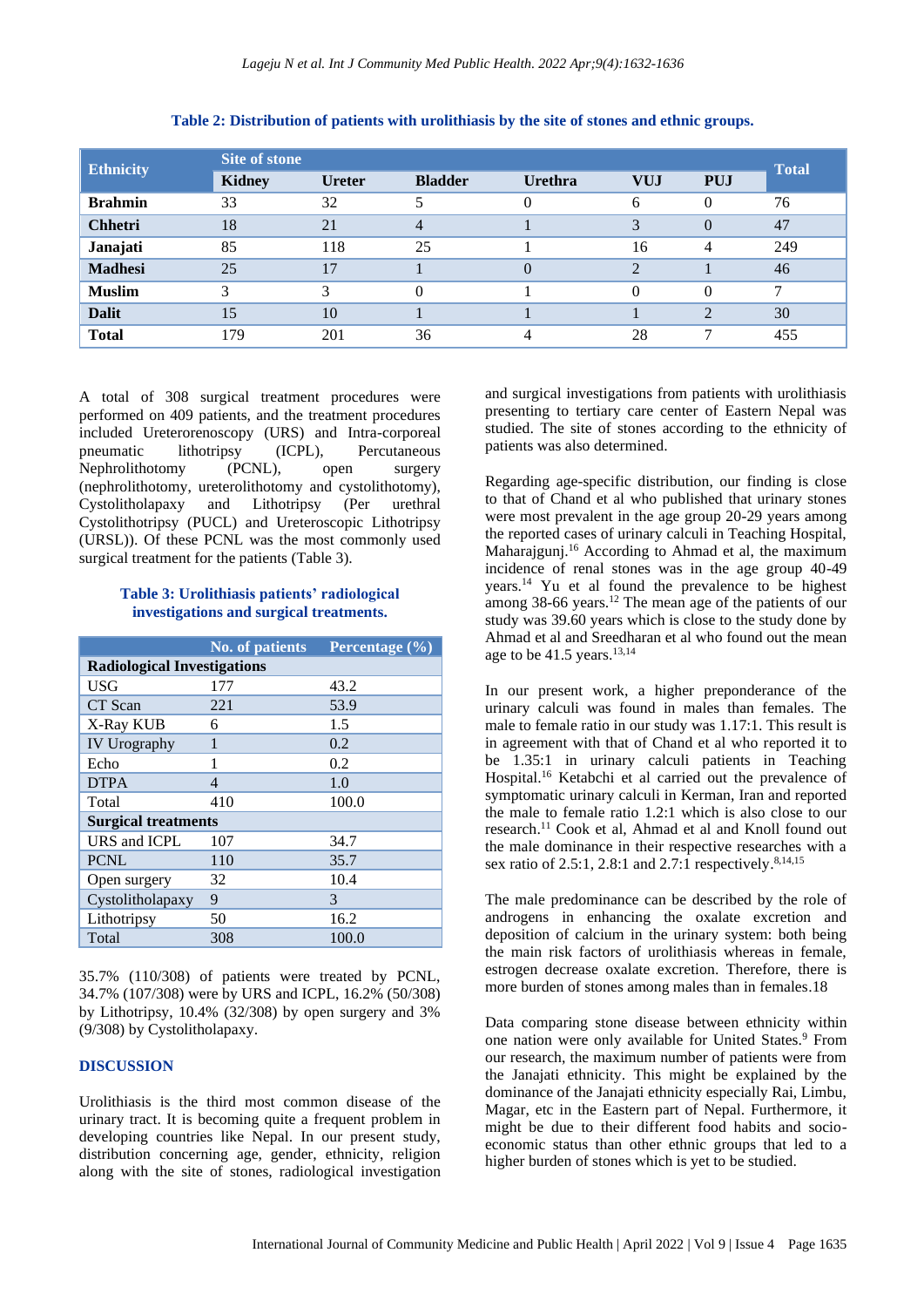**Table 2: Distribution of patients with urolithiasis by the site of stones and ethnic groups.**

| Ethnicity | Site of stone | | | | | | Total |
|---|---|---|---|---|---|---|---|
| | Kidney | Ureter | Bladder | Urethra | VUJ | PUJ | |
| **Brahmin** | 33 | 32 | 5 | 0 | 6 | 0 | 76 |
| **Chhetri** | 18 | 21 | 4 | 1 | 3 | 0 | 47 |
| **Janajati** | 85 | 118 | 25 | 1 | 16 | 4 | 249 |
| **Madhesi** | 25 | 17 | 1 | 0 | 2 | 1 | 46 |
| **Muslim** | 3 | 3 | 0 | 1 | 0 | 0 | 7 |
| **Dalit** | 15 | 10 | 1 | 1 | 1 | 2 | 30 |
| **Total** | 179 | 201 | 36 | 4 | 28 | 7 | 455 |

A total of 308 surgical treatment procedures were performed on 409 patients, and the treatment procedures included Ureterorenoscopy (URS) and Intra-corporeal pneumatic lithotripsy (ICPL), Percutaneous Nephrolithotomy (PCNL), open surgery (nephrolithotomy, ureterolithotomy and cystolithotomy), Cystolitholapaxy and Lithotripsy (Per urethral Cystolithotripsy (PUCL) and Ureteroscopic Lithotripsy (URSL)). Of these PCNL was the most commonly used surgical treatment for the patients (Table 3).

**Table 3: Urolithiasis patients' radiological investigations and surgical treatments.**

| | No. of patients | Percentage (%) |
|---|---|---|
| **Radiological Investigations** | | |
| USG | 177 | 43.2 |
| CT Scan | 221 | 53.9 |
| X-Ray KUB | 6 | 1.5 |
| IV Urography | 1 | 0.2 |
| Echo | 1 | 0.2 |
| DTPA | 4 | 1.0 |
| Total | 410 | 100.0 |
| **Surgical treatments** | | |
| URS and ICPL | 107 | 34.7 |
| PCNL | 110 | 35.7 |
| Open surgery | 32 | 10.4 |
| Cystolitholapaxy | 9 | 3 |
| Lithotripsy | 50 | 16.2 |
| Total | 308 | 100.0 |

35.7% (110/308) of patients were treated by PCNL, 34.7% (107/308) were by URS and ICPL, 16.2% (50/308) by Lithotripsy, 10.4% (32/308) by open surgery and 3% (9/308) by Cystolitholapaxy.

## DISCUSSION

Urolithiasis is the third most common disease of the urinary tract. It is becoming quite a frequent problem in developing countries like Nepal. In our present study, distribution concerning age, gender, ethnicity, religion along with the site of stones, radiological investigation and surgical investigations from patients with urolithiasis presenting to tertiary care center of Eastern Nepal was studied. The site of stones according to the ethnicity of patients was also determined.

Regarding age-specific distribution, our finding is close to that of Chand et al who published that urinary stones were most prevalent in the age group 20-29 years among the reported cases of urinary calculi in Teaching Hospital, Maharajgunj.[16] According to Ahmad et al, the maximum incidence of renal stones was in the age group 40-49 years.[14] Yu et al found the prevalence to be highest among 38-66 years.[12] The mean age of the patients of our study was 39.60 years which is close to the study done by Ahmad et al and Sreedharan et al who found out the mean age to be 41.5 years.[13,14]

In our present work, a higher preponderance of the urinary calculi was found in males than females. The male to female ratio in our study was 1.17:1. This result is in agreement with that of Chand et al who reported it to be 1.35:1 in urinary calculi patients in Teaching Hospital.[16] Ketabchi et al carried out the prevalence of symptomatic urinary calculi in Kerman, Iran and reported the male to female ratio 1.2:1 which is also close to our research.[11] Cook et al, Ahmad et al and Knoll found out the male dominance in their respective researches with a sex ratio of 2.5:1, 2.8:1 and 2.7:1 respectively.[8,14,15]

The male predominance can be described by the role of androgens in enhancing the oxalate excretion and deposition of calcium in the urinary system: both being the main risk factors of urolithiasis whereas in female, estrogen decrease oxalate excretion. Therefore, there is more burden of stones among males than in females.18

Data comparing stone disease between ethnicity within one nation were only available for United States.[9] From our research, the maximum number of patients were from the Janajati ethnicity. This might be explained by the dominance of the Janajati ethnicity especially Rai, Limbu, Magar, etc in the Eastern part of Nepal. Furthermore, it might be due to their different food habits and socio-economic status than other ethnic groups that led to a higher burden of stones which is yet to be studied.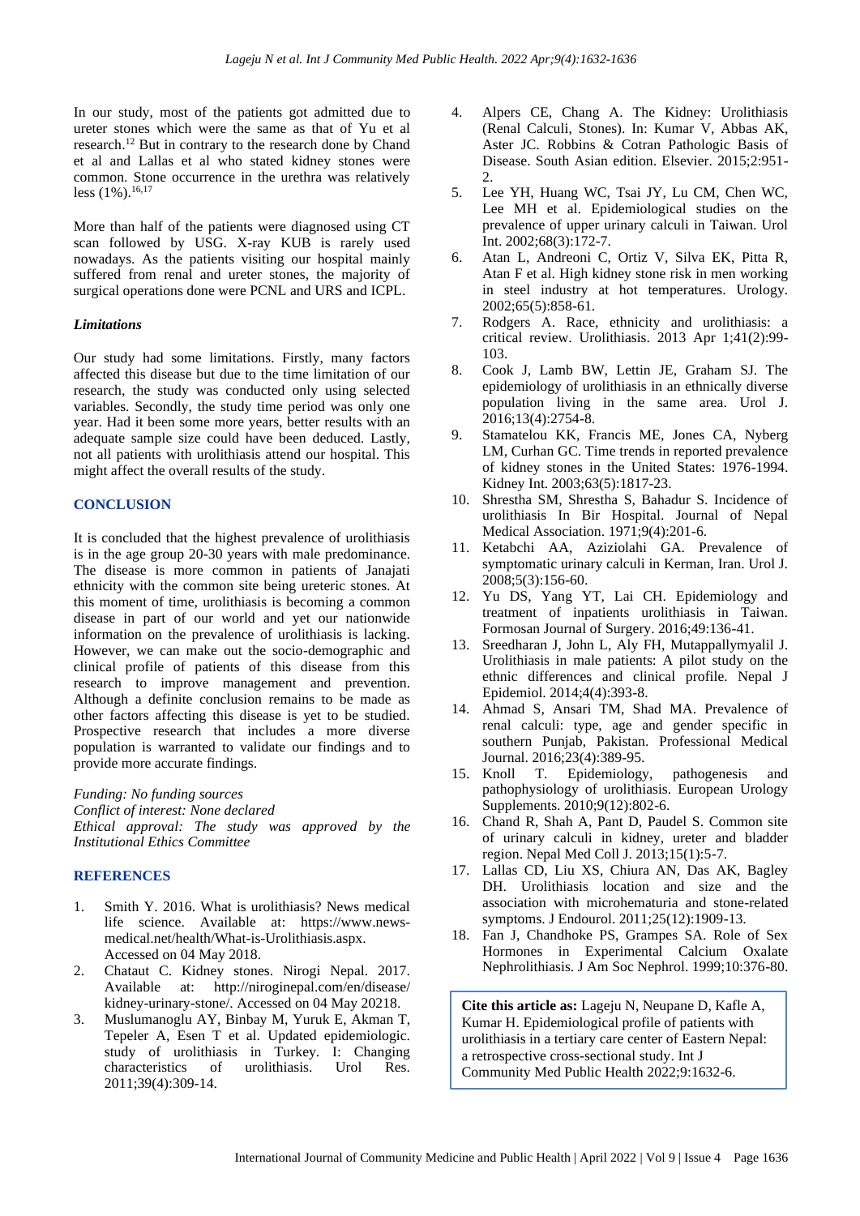In our study, most of the patients got admitted due to ureter stones which were the same as that of Yu et al research.[12] But in contrary to the research done by Chand et al and Lallas et al who stated kidney stones were common. Stone occurrence in the urethra was relatively less (1%).[16,17]

More than half of the patients were diagnosed using CT scan followed by USG. X-ray KUB is rarely used nowadays. As the patients visiting our hospital mainly suffered from renal and ureter stones, the majority of surgical operations done were PCNL and URS and ICPL.

### *Limitations*

Our study had some limitations. Firstly, many factors affected this disease but due to the time limitation of our research, the study was conducted only using selected variables. Secondly, the study time period was only one year. Had it been some more years, better results with an adequate sample size could have been deduced. Lastly, not all patients with urolithiasis attend our hospital. This might affect the overall results of the study.

## CONCLUSION

It is concluded that the highest prevalence of urolithiasis is in the age group 20-30 years with male predominance. The disease is more common in patients of Janajati ethnicity with the common site being ureteric stones. At this moment of time, urolithiasis is becoming a common disease in part of our world and yet our nationwide information on the prevalence of urolithiasis is lacking. However, we can make out the socio-demographic and clinical profile of patients of this disease from this research to improve management and prevention. Although a definite conclusion remains to be made as other factors affecting this disease is yet to be studied. Prospective research that includes a more diverse population is warranted to validate our findings and to provide more accurate findings.

*Funding: No funding sources*
*Conflict of interest: None declared*
*Ethical approval: The study was approved by the Institutional Ethics Committee*

## REFERENCES

1. Smith Y. 2016. What is urolithiasis? News medical life science. Available at: https://www.news-medical.net/health/What-is-Urolithiasis.aspx. Accessed on 04 May 2018.
2. Chataut C. Kidney stones. Nirogi Nepal. 2017. Available at: http://niroginepal.com/en/disease/kidney-urinary-stone/. Accessed on 04 May 20218.
3. Muslumanoglu AY, Binbay M, Yuruk E, Akman T, Tepeler A, Esen T et al. Updated epidemiologic. study of urolithiasis in Turkey. I: Changing characteristics of urolithiasis. Urol Res. 2011;39(4):309-14.
4. Alpers CE, Chang A. The Kidney: Urolithiasis (Renal Calculi, Stones). In: Kumar V, Abbas AK, Aster JC. Robbins & Cotran Pathologic Basis of Disease. South Asian edition. Elsevier. 2015;2:951-2.
5. Lee YH, Huang WC, Tsai JY, Lu CM, Chen WC, Lee MH et al. Epidemiological studies on the prevalence of upper urinary calculi in Taiwan. Urol Int. 2002;68(3):172-7.
6. Atan L, Andreoni C, Ortiz V, Silva EK, Pitta R, Atan F et al. High kidney stone risk in men working in steel industry at hot temperatures. Urology. 2002;65(5):858-61.
7. Rodgers A. Race, ethnicity and urolithiasis: a critical review. Urolithiasis. 2013 Apr 1;41(2):99-103.
8. Cook J, Lamb BW, Lettin JE, Graham SJ. The epidemiology of urolithiasis in an ethnically diverse population living in the same area. Urol J. 2016;13(4):2754-8.
9. Stamatelou KK, Francis ME, Jones CA, Nyberg LM, Curhan GC. Time trends in reported prevalence of kidney stones in the United States: 1976-1994. Kidney Int. 2003;63(5):1817-23.
10. Shrestha SM, Shrestha S, Bahadur S. Incidence of urolithiasis In Bir Hospital. Journal of Nepal Medical Association. 1971;9(4):201-6.
11. Ketabchi AA, Aziziolahi GA. Prevalence of symptomatic urinary calculi in Kerman, Iran. Urol J. 2008;5(3):156-60.
12. Yu DS, Yang YT, Lai CH. Epidemiology and treatment of inpatients urolithiasis in Taiwan. Formosan Journal of Surgery. 2016;49:136-41.
13. Sreedharan J, John L, Aly FH, Mutappallymyalil J. Urolithiasis in male patients: A pilot study on the ethnic differences and clinical profile. Nepal J Epidemiol. 2014;4(4):393-8.
14. Ahmad S, Ansari TM, Shad MA. Prevalence of renal calculi: type, age and gender specific in southern Punjab, Pakistan. Professional Medical Journal. 2016;23(4):389-95.
15. Knoll T. Epidemiology, pathogenesis and pathophysiology of urolithiasis. European Urology Supplements. 2010;9(12):802-6.
16. Chand R, Shah A, Pant D, Paudel S. Common site of urinary calculi in kidney, ureter and bladder region. Nepal Med Coll J. 2013;15(1):5-7.
17. Lallas CD, Liu XS, Chiura AN, Das AK, Bagley DH. Urolithiasis location and size and the association with microhematuria and stone-related symptoms. J Endourol. 2011;25(12):1909-13.
18. Fan J, Chandhoke PS, Grampes SA. Role of Sex Hormones in Experimental Calcium Oxalate Nephrolithiasis. J Am Soc Nephrol. 1999;10:376-80.

**Cite this article as:** Lageju N, Neupane D, Kafle A, Kumar H. Epidemiological profile of patients with urolithiasis in a tertiary care center of Eastern Nepal: a retrospective cross-sectional study. Int J Community Med Public Health 2022;9:1632-6.